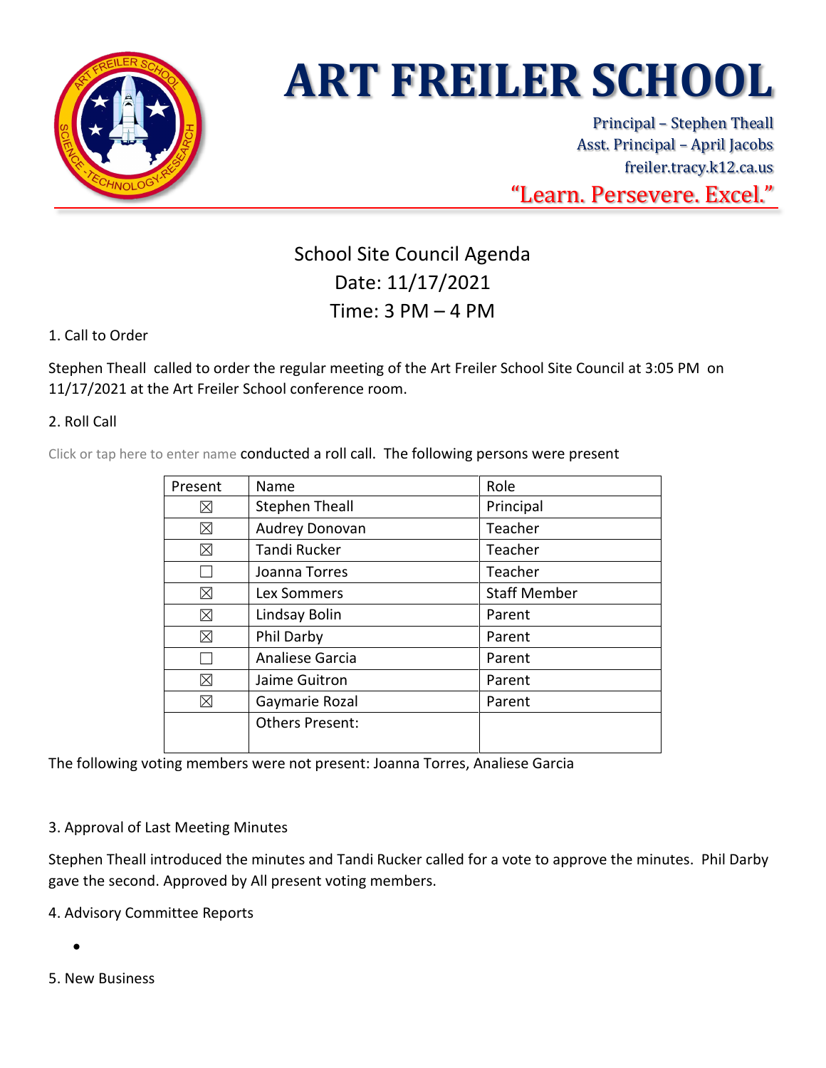# ART FREILER SCHOOL

Principal – Stephen Theall
Asst. Principal – April Jacobs
freiler.tracy.k12.ca.us

"Learn. Persevere. Excel."

## School Site Council Agenda
## Date: 11/17/2021
## Time: 3 PM – 4 PM

1. Call to Order

Stephen Theall called to order the regular meeting of the Art Freiler School Site Council at 3:05 PM on 11/17/2021 at the Art Freiler School conference room.

2. Roll Call

Click or tap here to enter name conducted a roll call. The following persons were present

| Present | Name | Role |
|---|---|---|
| ☒ | Stephen Theall | Principal |
| ☒ | Audrey Donovan | Teacher |
| ☒ | Tandi Rucker | Teacher |
| ☐ | Joanna Torres | Teacher |
| ☒ | Lex Sommers | Staff Member |
| ☒ | Lindsay Bolin | Parent |
| ☒ | Phil Darby | Parent |
| ☐ | Analiese Garcia | Parent |
| ☒ | Jaime Guitron | Parent |
| ☒ | Gaymarie Rozal | Parent |
| | Others Present: | |

The following voting members were not present: Joanna Torres, Analiese Garcia

3. Approval of Last Meeting Minutes

Stephen Theall introduced the minutes and Tandi Rucker called for a vote to approve the minutes. Phil Darby gave the second. Approved by All present voting members.

4. Advisory Committee Reports

- 

5. New Business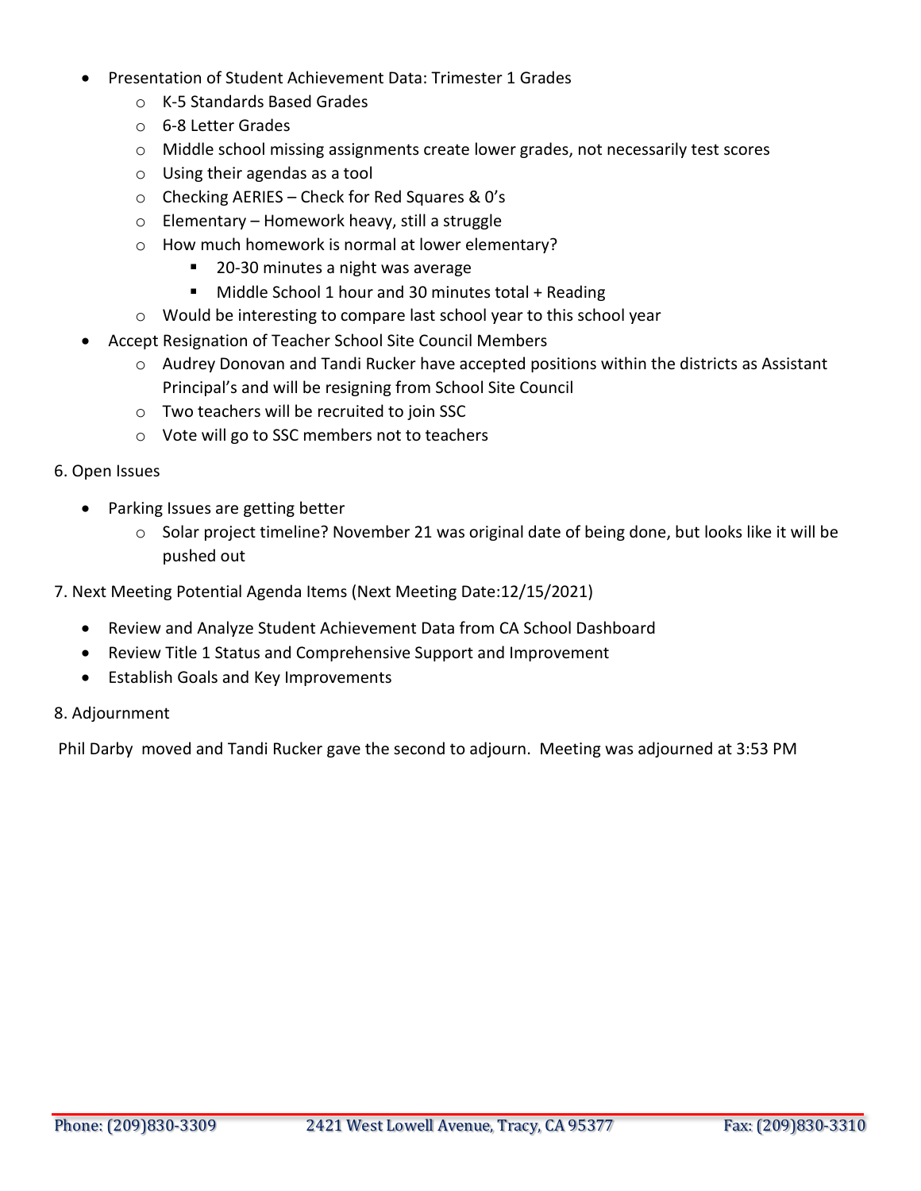- Presentation of Student Achievement Data: Trimester 1 Grades
  - K-5 Standards Based Grades
  - 6-8 Letter Grades
  - Middle school missing assignments create lower grades, not necessarily test scores
  - Using their agendas as a tool
  - Checking AERIES – Check for Red Squares & 0's
  - Elementary – Homework heavy, still a struggle
  - How much homework is normal at lower elementary?
    - 20-30 minutes a night was average
    - Middle School 1 hour and 30 minutes total + Reading
  - Would be interesting to compare last school year to this school year
- Accept Resignation of Teacher School Site Council Members
  - Audrey Donovan and Tandi Rucker have accepted positions within the districts as Assistant Principal's and will be resigning from School Site Council
  - Two teachers will be recruited to join SSC
  - Vote will go to SSC members not to teachers

6. Open Issues

- Parking Issues are getting better
  - Solar project timeline? November 21 was original date of being done, but looks like it will be pushed out

7. Next Meeting Potential Agenda Items (Next Meeting Date:12/15/2021)

- Review and Analyze Student Achievement Data from CA School Dashboard
- Review Title 1 Status and Comprehensive Support and Improvement
- Establish Goals and Key Improvements

8. Adjournment

Phil Darby moved and Tandi Rucker gave the second to adjourn. Meeting was adjourned at 3:53 PM